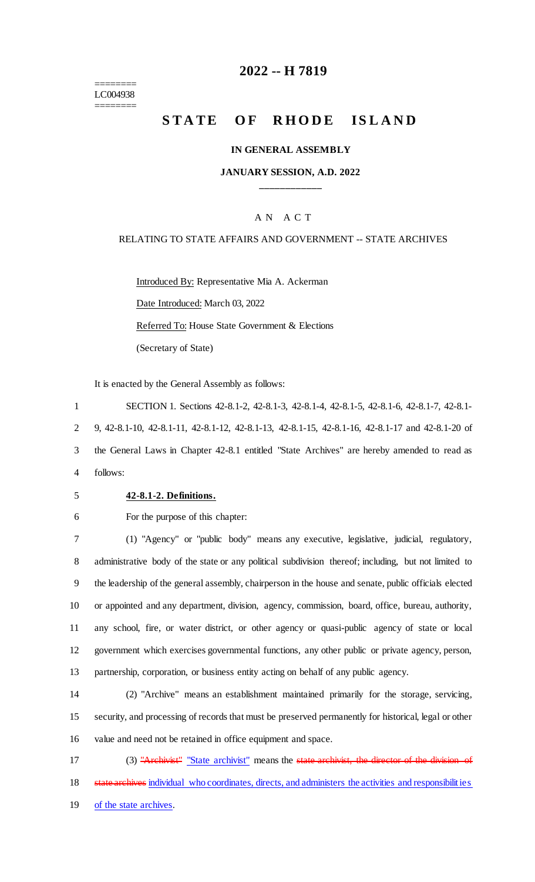# 2022 -- H 7819

========
LC004938
========

## STATE OF RHODE ISLAND

### IN GENERAL ASSEMBLY

### JANUARY SESSION, A.D. 2022

____________

A N A C T

RELATING TO STATE AFFAIRS AND GOVERNMENT -- STATE ARCHIVES

Introduced By: Representative Mia A. Ackerman

Date Introduced: March 03, 2022

Referred To: House State Government & Elections

(Secretary of State)

It is enacted by the General Assembly as follows:

SECTION 1. Sections 42-8.1-2, 42-8.1-3, 42-8.1-4, 42-8.1-5, 42-8.1-6, 42-8.1-7, 42-8.1-9, 42-8.1-10, 42-8.1-11, 42-8.1-12, 42-8.1-13, 42-8.1-15, 42-8.1-16, 42-8.1-17 and 42-8.1-20 of the General Laws in Chapter 42-8.1 entitled "State Archives" are hereby amended to read as follows:

**42-8.1-2. Definitions.**

For the purpose of this chapter:

(1) "Agency" or "public body" means any executive, legislative, judicial, regulatory, administrative body of the state or any political subdivision thereof; including, but not limited to the leadership of the general assembly, chairperson in the house and senate, public officials elected or appointed and any department, division, agency, commission, board, office, bureau, authority, any school, fire, or water district, or other agency or quasi-public agency of state or local government which exercises governmental functions, any other public or private agency, person, partnership, corporation, or business entity acting on behalf of any public agency.

(2) "Archive" means an establishment maintained primarily for the storage, servicing, security, and processing of records that must be preserved permanently for historical, legal or other value and need not be retained in office equipment and space.

(3) ~~"Archivist"~~ <u>"State archivist"</u> means the ~~state archivist, the director of the division of state archives~~ <u>individual who coordinates, directs, and administers the activities and responsibilities of the state archives</u>.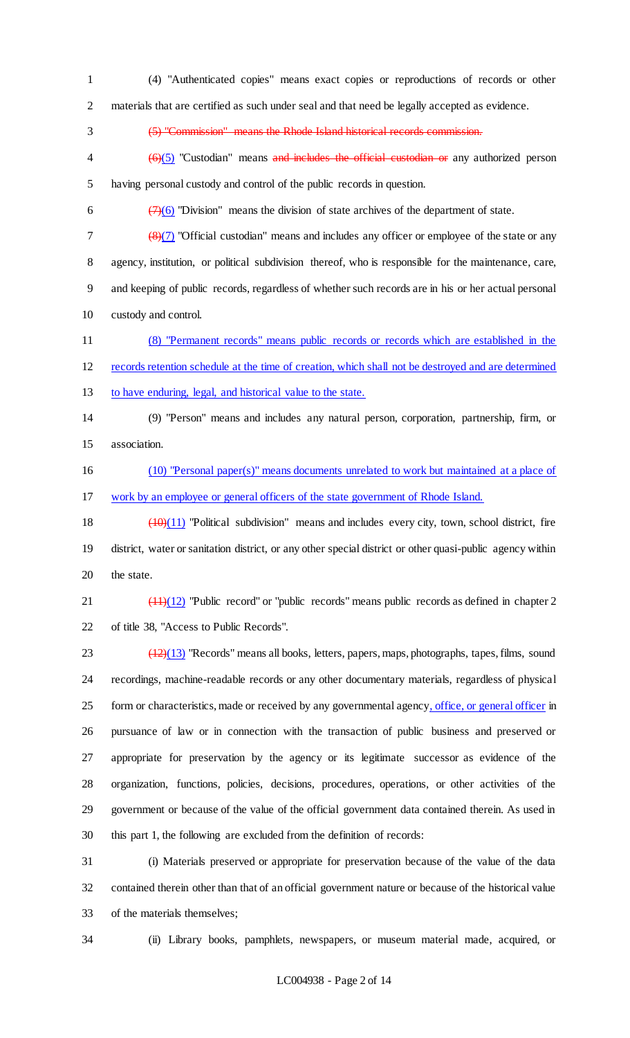(4) "Authenticated copies" means exact copies or reproductions of records or other materials that are certified as such under seal and that need be legally accepted as evidence.

~~(5) "Commission" means the Rhode Island historical records commission.~~

~~(6)~~(5) "Custodian" means ~~and includes the official custodian or~~ any authorized person having personal custody and control of the public records in question.

~~(7)~~(6) "Division" means the division of state archives of the department of state.

~~(8)~~(7) "Official custodian" means and includes any officer or employee of the state or any agency, institution, or political subdivision thereof, who is responsible for the maintenance, care, and keeping of public records, regardless of whether such records are in his or her actual personal custody and control.

(8) "Permanent records" means public records or records which are established in the records retention schedule at the time of creation, which shall not be destroyed and are determined to have enduring, legal, and historical value to the state.

(9) "Person" means and includes any natural person, corporation, partnership, firm, or association.

(10) "Personal paper(s)" means documents unrelated to work but maintained at a place of work by an employee or general officers of the state government of Rhode Island.

~~(10)~~(11) "Political subdivision" means and includes every city, town, school district, fire district, water or sanitation district, or any other special district or other quasi-public agency within the state.

~~(11)~~(12) "Public record" or "public records" means public records as defined in chapter 2 of title 38, "Access to Public Records".

~~(12)~~(13) "Records" means all books, letters, papers, maps, photographs, tapes, films, sound recordings, machine-readable records or any other documentary materials, regardless of physical form or characteristics, made or received by any governmental agency, office, or general officer in pursuance of law or in connection with the transaction of public business and preserved or appropriate for preservation by the agency or its legitimate successor as evidence of the organization, functions, policies, decisions, procedures, operations, or other activities of the government or because of the value of the official government data contained therein. As used in this part 1, the following are excluded from the definition of records:

(i) Materials preserved or appropriate for preservation because of the value of the data contained therein other than that of an official government nature or because of the historical value of the materials themselves;

(ii) Library books, pamphlets, newspapers, or museum material made, acquired, or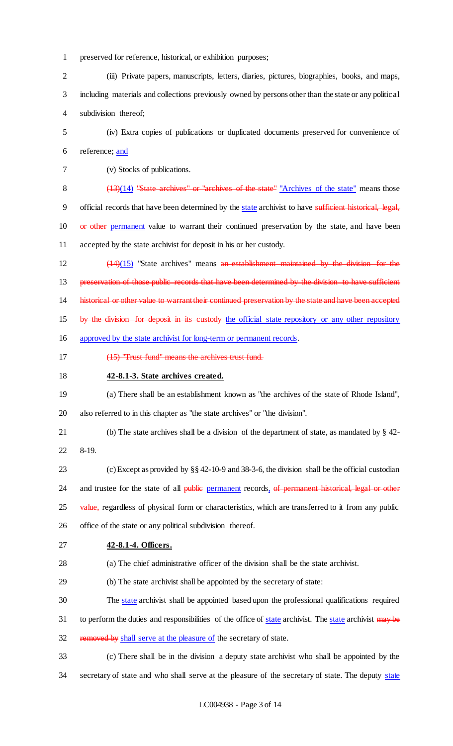preserved for reference, historical, or exhibition purposes;

(iii) Private papers, manuscripts, letters, diaries, pictures, biographies, books, and maps, including materials and collections previously owned by persons other than the state or any political subdivision thereof;

(iv) Extra copies of publications or duplicated documents preserved for convenience of reference; and

(v) Stocks of publications.

~~(13)~~(14) ~~"State archives" or "archives of the state"~~ "Archives of the state" means those official records that have been determined by the state archivist to have ~~sufficient historical, legal, or other~~ permanent value to warrant their continued preservation by the state, and have been accepted by the state archivist for deposit in his or her custody.

~~(14)~~(15) "State archives" means ~~an establishment maintained by the division for the preservation of those public records that have been determined by the division to have sufficient historical or other value to warrant their continued preservation by the state and have been accepted by the division for deposit in its custody~~ the official state repository or any other repository approved by the state archivist for long-term or permanent records.

~~(15) "Trust fund" means the archives trust fund.~~

**42-8.1-3. State archives created.**

(a) There shall be an establishment known as "the archives of the state of Rhode Island", also referred to in this chapter as "the state archives" or "the division".

(b) The state archives shall be a division of the department of state, as mandated by § 42-8-19.

(c) Except as provided by §§ 42-10-9 and 38-3-6, the division shall be the official custodian and trustee for the state of all ~~public~~ permanent records, ~~of permanent historical, legal or other value,~~ regardless of physical form or characteristics, which are transferred to it from any public office of the state or any political subdivision thereof.

**42-8.1-4. Officers.**

(a) The chief administrative officer of the division shall be the state archivist.

(b) The state archivist shall be appointed by the secretary of state:

The state archivist shall be appointed based upon the professional qualifications required to perform the duties and responsibilities of the office of state archivist. The state archivist ~~may be removed by~~ shall serve at the pleasure of the secretary of state.

(c) There shall be in the division a deputy state archivist who shall be appointed by the secretary of state and who shall serve at the pleasure of the secretary of state. The deputy state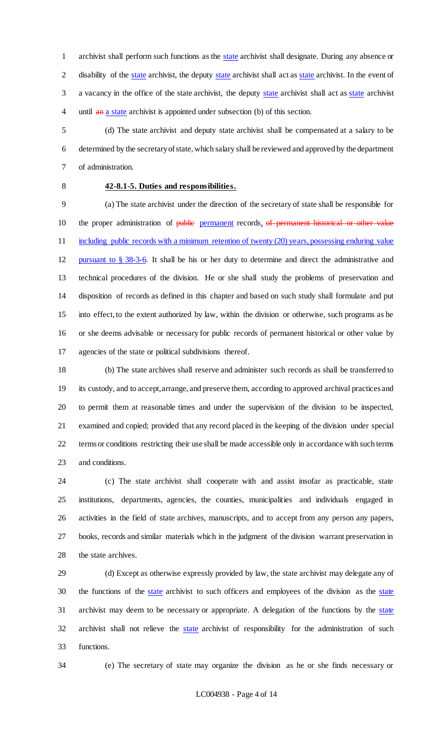archivist shall perform such functions as the state archivist shall designate. During any absence or disability of the state archivist, the deputy state archivist shall act as state archivist. In the event of a vacancy in the office of the state archivist, the deputy state archivist shall act as state archivist until ~~an~~ a state archivist is appointed under subsection (b) of this section.

(d) The state archivist and deputy state archivist shall be compensated at a salary to be determined by the secretary of state, which salary shall be reviewed and approved by the department of administration.

**42-8.1-5. Duties and responsibilities.**

(a) The state archivist under the direction of the secretary of state shall be responsible for the proper administration of ~~public~~ permanent records, ~~of permanent historical or other value~~ including public records with a minimum retention of twenty (20) years, possessing enduring value pursuant to § 38-3-6. It shall be his or her duty to determine and direct the administrative and technical procedures of the division. He or she shall study the problems of preservation and disposition of records as defined in this chapter and based on such study shall formulate and put into effect, to the extent authorized by law, within the division or otherwise, such programs as he or she deems advisable or necessary for public records of permanent historical or other value by agencies of the state or political subdivisions thereof.

(b) The state archives shall reserve and administer such records as shall be transferred to its custody, and to accept, arrange, and preserve them, according to approved archival practices and to permit them at reasonable times and under the supervision of the division to be inspected, examined and copied; provided that any record placed in the keeping of the division under special terms or conditions restricting their use shall be made accessible only in accordance with such terms and conditions.

(c) The state archivist shall cooperate with and assist insofar as practicable, state institutions, departments, agencies, the counties, municipalities and individuals engaged in activities in the field of state archives, manuscripts, and to accept from any person any papers, books, records and similar materials which in the judgment of the division warrant preservation in the state archives.

(d) Except as otherwise expressly provided by law, the state archivist may delegate any of the functions of the state archivist to such officers and employees of the division as the state archivist may deem to be necessary or appropriate. A delegation of the functions by the state archivist shall not relieve the state archivist of responsibility for the administration of such functions.

(e) The secretary of state may organize the division as he or she finds necessary or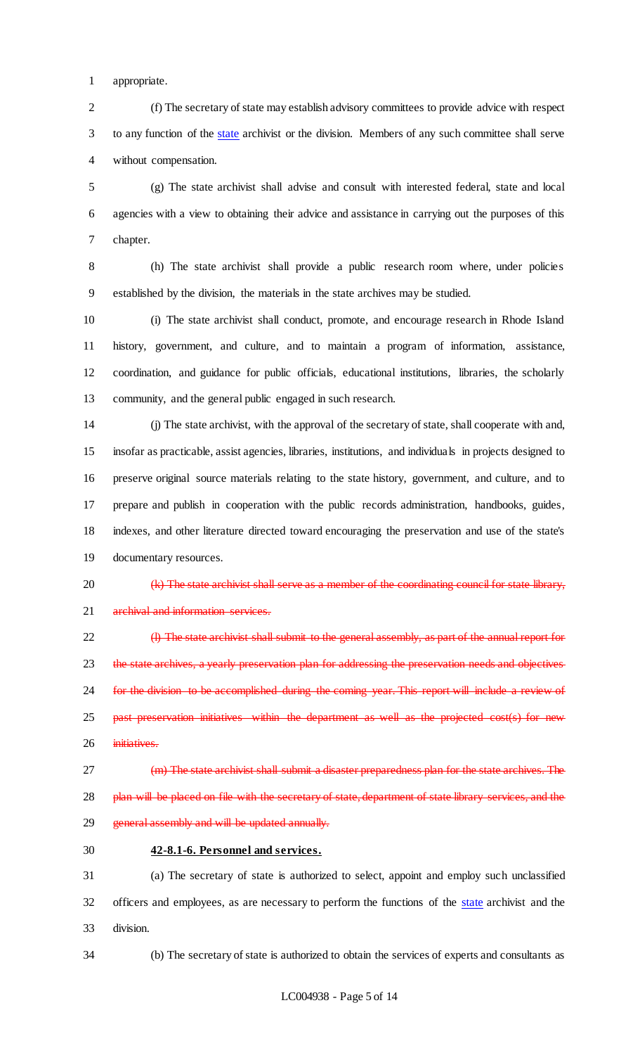appropriate.

(f) The secretary of state may establish advisory committees to provide advice with respect to any function of the state archivist or the division. Members of any such committee shall serve without compensation.

(g) The state archivist shall advise and consult with interested federal, state and local agencies with a view to obtaining their advice and assistance in carrying out the purposes of this chapter.

(h) The state archivist shall provide a public research room where, under policies established by the division, the materials in the state archives may be studied.

(i) The state archivist shall conduct, promote, and encourage research in Rhode Island history, government, and culture, and to maintain a program of information, assistance, coordination, and guidance for public officials, educational institutions, libraries, the scholarly community, and the general public engaged in such research.

(j) The state archivist, with the approval of the secretary of state, shall cooperate with and, insofar as practicable, assist agencies, libraries, institutions, and individuals in projects designed to preserve original source materials relating to the state history, government, and culture, and to prepare and publish in cooperation with the public records administration, handbooks, guides, indexes, and other literature directed toward encouraging the preservation and use of the state's documentary resources.

~~(k) The state archivist shall serve as a member of the coordinating council for state library, archival and information services.~~

~~(l) The state archivist shall submit to the general assembly, as part of the annual report for the state archives, a yearly preservation plan for addressing the preservation needs and objectives for the division to be accomplished during the coming year. This report will include a review of past preservation initiatives within the department as well as the projected cost(s) for new initiatives.~~

~~(m) The state archivist shall submit a disaster preparedness plan for the state archives. The plan will be placed on file with the secretary of state, department of state library services, and the general assembly and will be updated annually.~~

**42-8.1-6. Personnel and services.**

(a) The secretary of state is authorized to select, appoint and employ such unclassified officers and employees, as are necessary to perform the functions of the state archivist and the division.

(b) The secretary of state is authorized to obtain the services of experts and consultants as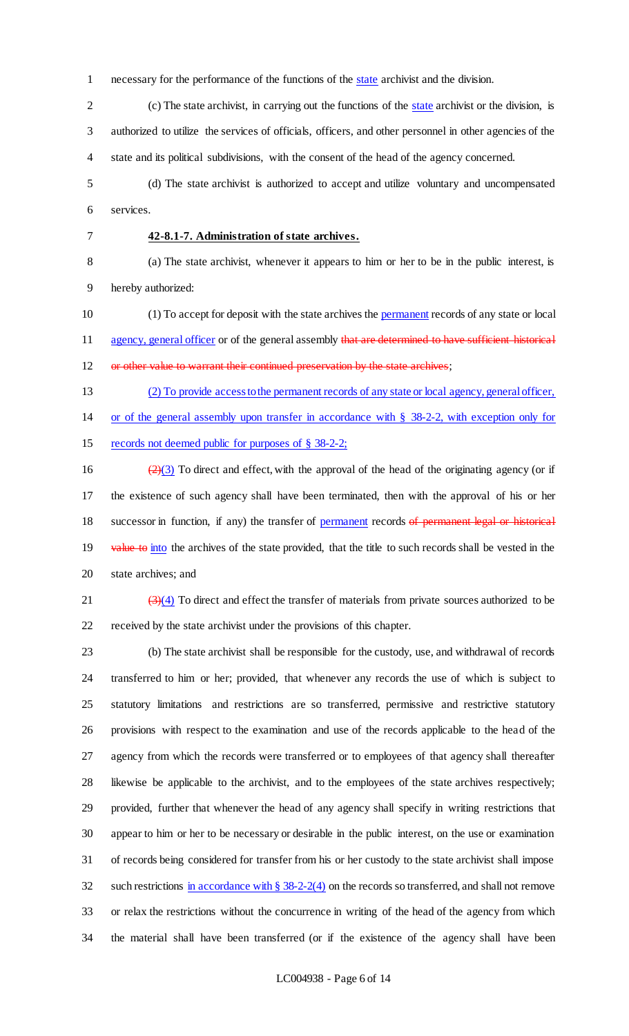necessary for the performance of the functions of the state archivist and the division.

(c) The state archivist, in carrying out the functions of the state archivist or the division, is authorized to utilize the services of officials, officers, and other personnel in other agencies of the state and its political subdivisions, with the consent of the head of the agency concerned.

(d) The state archivist is authorized to accept and utilize voluntary and uncompensated services.

**42-8.1-7. Administration of state archives.**

(a) The state archivist, whenever it appears to him or her to be in the public interest, is hereby authorized:

(1) To accept for deposit with the state archives the permanent records of any state or local agency, general officer or of the general assembly ~~that are determined to have sufficient historical or other value to warrant their continued preservation by the state archives~~;

(2) To provide access to the permanent records of any state or local agency, general officer, or of the general assembly upon transfer in accordance with § 38-2-2, with exception only for records not deemed public for purposes of § 38-2-2;

~~(2)~~(3) To direct and effect, with the approval of the head of the originating agency (or if the existence of such agency shall have been terminated, then with the approval of his or her successor in function, if any) the transfer of permanent records ~~of permanent legal or historical value to~~ into the archives of the state provided, that the title to such records shall be vested in the state archives; and

~~(3)~~(4) To direct and effect the transfer of materials from private sources authorized to be received by the state archivist under the provisions of this chapter.

(b) The state archivist shall be responsible for the custody, use, and withdrawal of records transferred to him or her; provided, that whenever any records the use of which is subject to statutory limitations and restrictions are so transferred, permissive and restrictive statutory provisions with respect to the examination and use of the records applicable to the head of the agency from which the records were transferred or to employees of that agency shall thereafter likewise be applicable to the archivist, and to the employees of the state archives respectively; provided, further that whenever the head of any agency shall specify in writing restrictions that appear to him or her to be necessary or desirable in the public interest, on the use or examination of records being considered for transfer from his or her custody to the state archivist shall impose such restrictions in accordance with § 38-2-2(4) on the records so transferred, and shall not remove or relax the restrictions without the concurrence in writing of the head of the agency from which the material shall have been transferred (or if the existence of the agency shall have been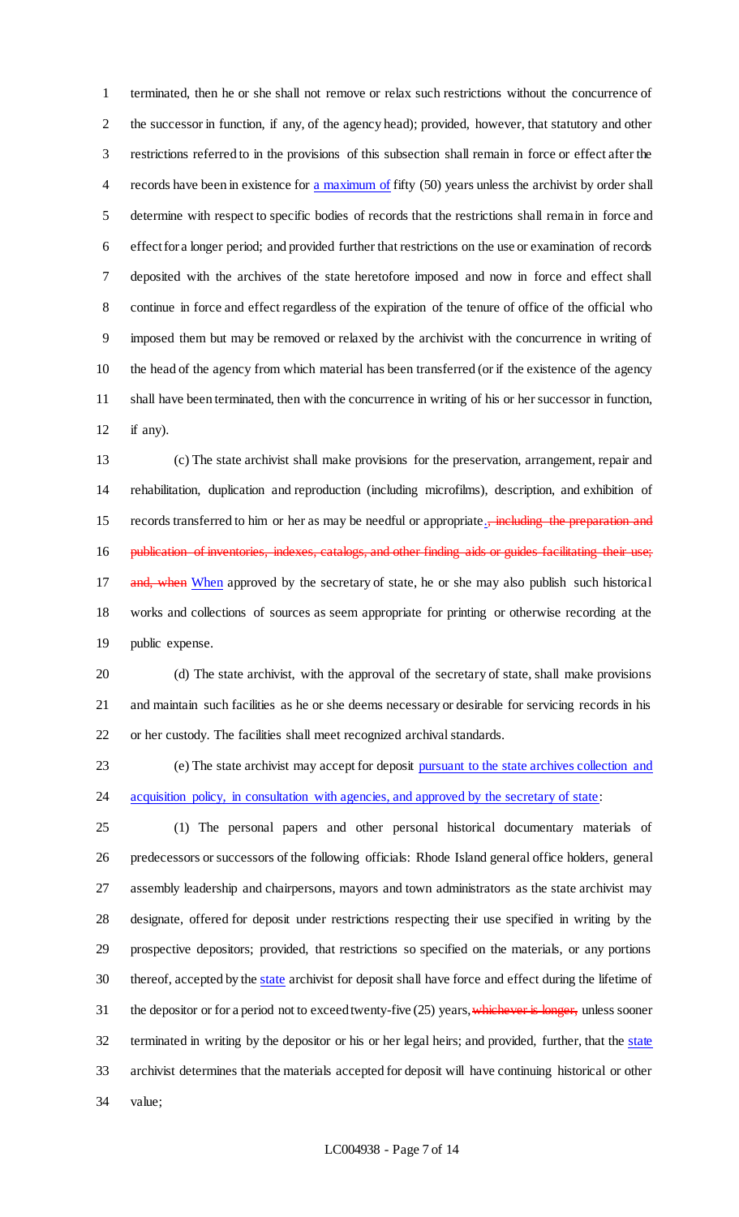terminated, then he or she shall not remove or relax such restrictions without the concurrence of the successor in function, if any, of the agency head); provided, however, that statutory and other restrictions referred to in the provisions of this subsection shall remain in force or effect after the records have been in existence for a maximum of fifty (50) years unless the archivist by order shall determine with respect to specific bodies of records that the restrictions shall remain in force and effect for a longer period; and provided further that restrictions on the use or examination of records deposited with the archives of the state heretofore imposed and now in force and effect shall continue in force and effect regardless of the expiration of the tenure of office of the official who imposed them but may be removed or relaxed by the archivist with the concurrence in writing of the head of the agency from which material has been transferred (or if the existence of the agency shall have been terminated, then with the concurrence in writing of his or her successor in function, if any).

(c) The state archivist shall make provisions for the preservation, arrangement, repair and rehabilitation, duplication and reproduction (including microfilms), description, and exhibition of records transferred to him or her as may be needful or appropriate., ~~including the preparation and publication of inventories, indexes, catalogs, and other finding aids or guides facilitating their use; and, when~~ When approved by the secretary of state, he or she may also publish such historical works and collections of sources as seem appropriate for printing or otherwise recording at the public expense.

(d) The state archivist, with the approval of the secretary of state, shall make provisions and maintain such facilities as he or she deems necessary or desirable for servicing records in his or her custody. The facilities shall meet recognized archival standards.

(e) The state archivist may accept for deposit pursuant to the state archives collection and acquisition policy, in consultation with agencies, and approved by the secretary of state:

(1) The personal papers and other personal historical documentary materials of predecessors or successors of the following officials: Rhode Island general office holders, general assembly leadership and chairpersons, mayors and town administrators as the state archivist may designate, offered for deposit under restrictions respecting their use specified in writing by the prospective depositors; provided, that restrictions so specified on the materials, or any portions thereof, accepted by the state archivist for deposit shall have force and effect during the lifetime of the depositor or for a period not to exceed twenty-five (25) years, ~~whichever is longer,~~ unless sooner terminated in writing by the depositor or his or her legal heirs; and provided, further, that the state archivist determines that the materials accepted for deposit will have continuing historical or other value;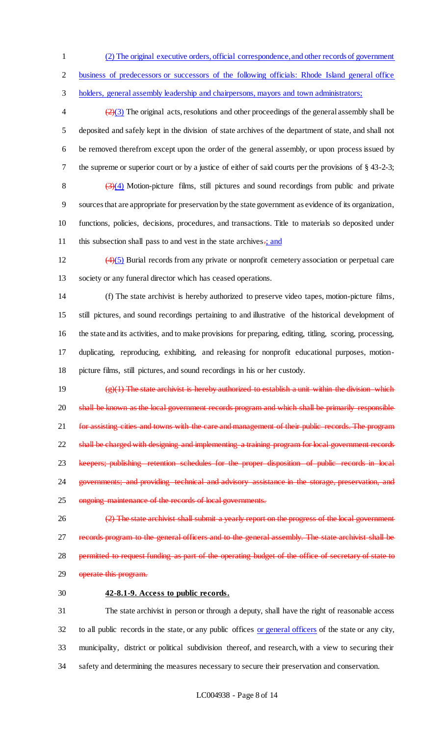(2) The original executive orders, official correspondence, and other records of government business of predecessors or successors of the following officials: Rhode Island general office holders, general assembly leadership and chairpersons, mayors and town administrators;

~~(2)~~(3) The original acts, resolutions and other proceedings of the general assembly shall be deposited and safely kept in the division of state archives of the department of state, and shall not be removed therefrom except upon the order of the general assembly, or upon process issued by the supreme or superior court or by a justice of either of said courts per the provisions of § 43-2-3;

~~(3)~~(4) Motion-picture films, still pictures and sound recordings from public and private sources that are appropriate for preservation by the state government as evidence of its organization, functions, policies, decisions, procedures, and transactions. Title to materials so deposited under this subsection shall pass to and vest in the state archives~~.~~; and

~~(4)~~(5) Burial records from any private or nonprofit cemetery association or perpetual care society or any funeral director which has ceased operations.

(f) The state archivist is hereby authorized to preserve video tapes, motion-picture films, still pictures, and sound recordings pertaining to and illustrative of the historical development of the state and its activities, and to make provisions for preparing, editing, titling, scoring, processing, duplicating, reproducing, exhibiting, and releasing for nonprofit educational purposes, motion-picture films, still pictures, and sound recordings in his or her custody.

~~(g)(1) The state archivist is hereby authorized to establish a unit within the division which shall be known as the local government records program and which shall be primarily responsible for assisting cities and towns with the care and management of their public records. The program shall be charged with designing and implementing a training program for local government records keepers; publishing retention schedules for the proper disposition of public records in local governments; and providing technical and advisory assistance in the storage, preservation, and ongoing maintenance of the records of local governments.~~

~~(2) The state archivist shall submit a yearly report on the progress of the local government records program to the general officers and to the general assembly. The state archivist shall be permitted to request funding as part of the operating budget of the office of secretary of state to operate this program.~~

**42-8.1-9. Access to public records.**

The state archivist in person or through a deputy, shall have the right of reasonable access to all public records in the state, or any public offices or general officers of the state or any city, municipality, district or political subdivision thereof, and research, with a view to securing their safety and determining the measures necessary to secure their preservation and conservation.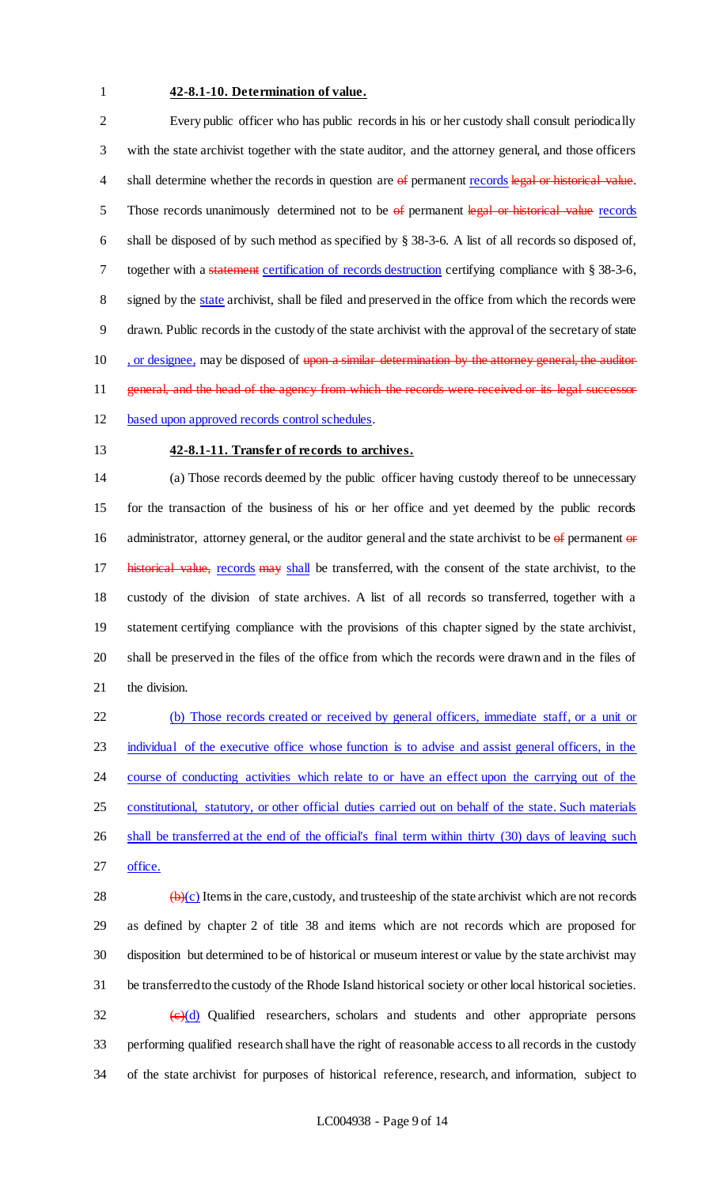**42-8.1-10. Determination of value.**

Every public officer who has public records in his or her custody shall consult periodically with the state archivist together with the state auditor, and the attorney general, and those officers shall determine whether the records in question are ~~of~~ permanent <u>records</u> ~~legal or historical value~~. Those records unanimously determined not to be ~~of~~ permanent ~~legal or historical value~~ <u>records</u> shall be disposed of by such method as specified by § 38-3-6. A list of all records so disposed of, together with a ~~statement~~ <u>certification of records destruction</u> certifying compliance with § 38-3-6, signed by the <u>state</u> archivist, shall be filed and preserved in the office from which the records were drawn. Public records in the custody of the state archivist with the approval of the secretary of state <u>, or designee,</u> may be disposed of ~~upon a similar determination by the attorney general, the auditor general, and the head of the agency from which the records were received or its legal successor~~ <u>based upon approved records control schedules</u>.

**42-8.1-11. Transfer of records to archives.**

(a) Those records deemed by the public officer having custody thereof to be unnecessary for the transaction of the business of his or her office and yet deemed by the public records administrator, attorney general, or the auditor general and the state archivist to be ~~of~~ permanent ~~or historical value,~~ <u>records</u> ~~may~~ <u>shall</u> be transferred, with the consent of the state archivist, to the custody of the division of state archives. A list of all records so transferred, together with a statement certifying compliance with the provisions of this chapter signed by the state archivist, shall be preserved in the files of the office from which the records were drawn and in the files of the division.

<u>(b) Those records created or received by general officers, immediate staff, or a unit or individual of the executive office whose function is to advise and assist general officers, in the course of conducting activities which relate to or have an effect upon the carrying out of the constitutional, statutory, or other official duties carried out on behalf of the state. Such materials shall be transferred at the end of the official's final term within thirty (30) days of leaving such office.</u>

~~(b)~~<u>(c)</u> Items in the care, custody, and trusteeship of the state archivist which are not records as defined by chapter 2 of title 38 and items which are not records which are proposed for disposition but determined to be of historical or museum interest or value by the state archivist may be transferred to the custody of the Rhode Island historical society or other local historical societies.

~~(c)~~<u>(d)</u> Qualified researchers, scholars and students and other appropriate persons performing qualified research shall have the right of reasonable access to all records in the custody of the state archivist for purposes of historical reference, research, and information, subject to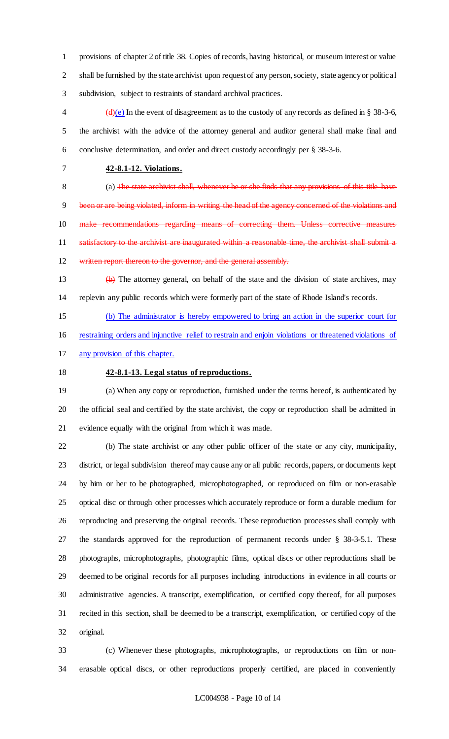provisions of chapter 2 of title 38. Copies of records, having historical, or museum interest or value shall be furnished by the state archivist upon request of any person, society, state agency or political subdivision, subject to restraints of standard archival practices.

~~(d)~~(e) In the event of disagreement as to the custody of any records as defined in § 38-3-6, the archivist with the advice of the attorney general and auditor general shall make final and conclusive determination, and order and direct custody accordingly per § 38-3-6.

**42-8.1-12. Violations.**

(a) ~~The state archivist shall, whenever he or she finds that any provisions of this title have been or are being violated, inform in writing the head of the agency concerned of the violations and make recommendations regarding means of correcting them. Unless corrective measures satisfactory to the archivist are inaugurated within a reasonable time, the archivist shall submit a written report thereon to the governor, and the general assembly.~~

~~(b)~~ The attorney general, on behalf of the state and the division of state archives, may replevin any public records which were formerly part of the state of Rhode Island's records.

(b) The administrator is hereby empowered to bring an action in the superior court for restraining orders and injunctive relief to restrain and enjoin violations or threatened violations of any provision of this chapter.

**42-8.1-13. Legal status of reproductions.**

(a) When any copy or reproduction, furnished under the terms hereof, is authenticated by the official seal and certified by the state archivist, the copy or reproduction shall be admitted in evidence equally with the original from which it was made.

(b) The state archivist or any other public officer of the state or any city, municipality, district, or legal subdivision thereof may cause any or all public records, papers, or documents kept by him or her to be photographed, microphotographed, or reproduced on film or non-erasable optical disc or through other processes which accurately reproduce or form a durable medium for reproducing and preserving the original records. These reproduction processes shall comply with the standards approved for the reproduction of permanent records under § 38-3-5.1. These photographs, microphotographs, photographic films, optical discs or other reproductions shall be deemed to be original records for all purposes including introductions in evidence in all courts or administrative agencies. A transcript, exemplification, or certified copy thereof, for all purposes recited in this section, shall be deemed to be a transcript, exemplification, or certified copy of the original.

(c) Whenever these photographs, microphotographs, or reproductions on film or non-erasable optical discs, or other reproductions properly certified, are placed in conveniently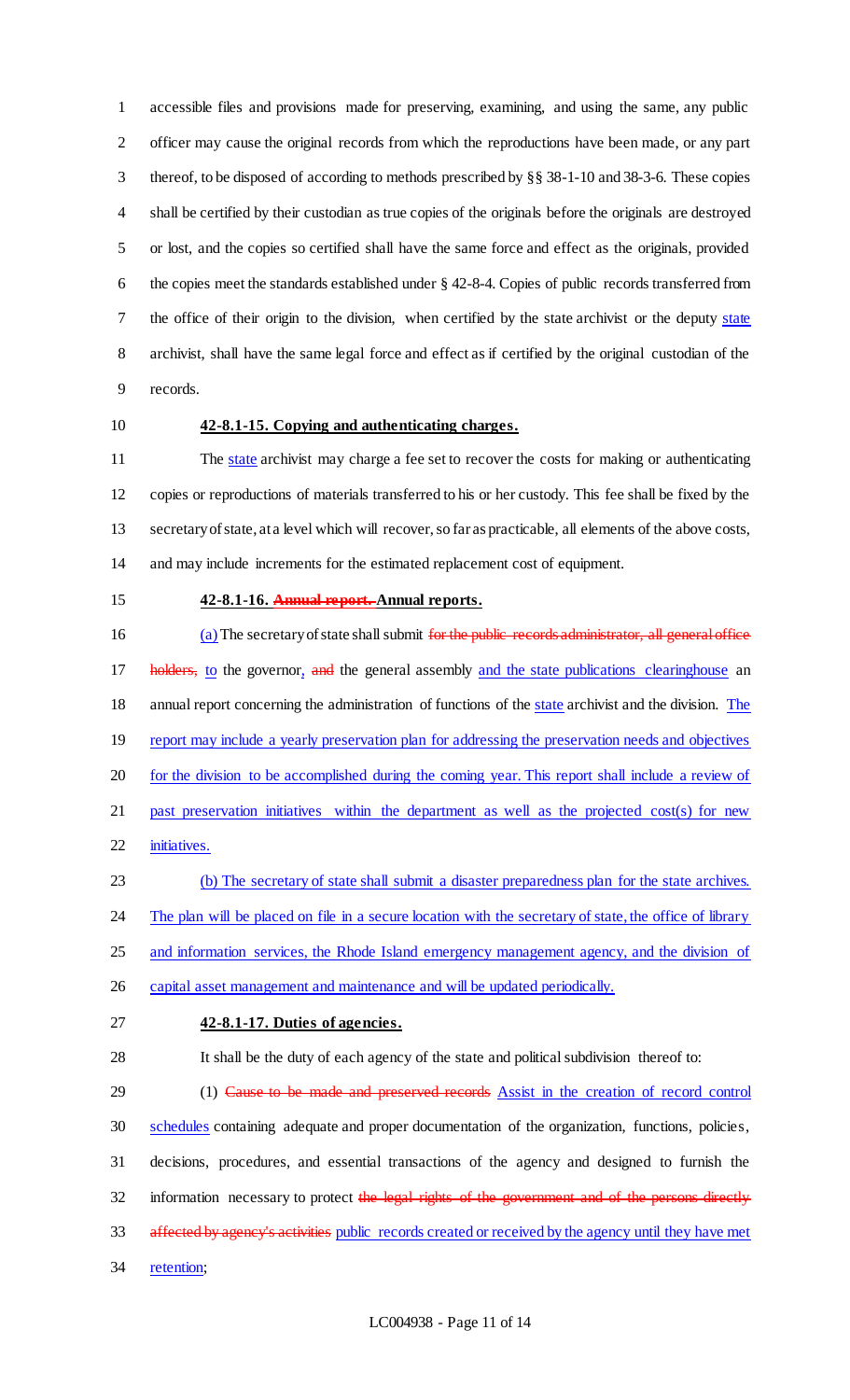accessible files and provisions made for preserving, examining, and using the same, any public officer may cause the original records from which the reproductions have been made, or any part thereof, to be disposed of according to methods prescribed by §§ 38-1-10 and 38-3-6. These copies shall be certified by their custodian as true copies of the originals before the originals are destroyed or lost, and the copies so certified shall have the same force and effect as the originals, provided the copies meet the standards established under § 42-8-4. Copies of public records transferred from the office of their origin to the division, when certified by the state archivist or the deputy state archivist, shall have the same legal force and effect as if certified by the original custodian of the records.

**42-8.1-15. Copying and authenticating charges.**

The state archivist may charge a fee set to recover the costs for making or authenticating copies or reproductions of materials transferred to his or her custody. This fee shall be fixed by the secretary of state, at a level which will recover, so far as practicable, all elements of the above costs, and may include increments for the estimated replacement cost of equipment.

**42-8.1-16. ~~Annual report.~~ Annual reports.**

(a) The secretary of state shall submit ~~for the public records administrator, all general office holders,~~ to the governor, ~~and~~ the general assembly and the state publications clearinghouse an annual report concerning the administration of functions of the state archivist and the division. The report may include a yearly preservation plan for addressing the preservation needs and objectives for the division to be accomplished during the coming year. This report shall include a review of past preservation initiatives within the department as well as the projected cost(s) for new initiatives.

(b) The secretary of state shall submit a disaster preparedness plan for the state archives. The plan will be placed on file in a secure location with the secretary of state, the office of library and information services, the Rhode Island emergency management agency, and the division of capital asset management and maintenance and will be updated periodically.

**42-8.1-17. Duties of agencies.**

It shall be the duty of each agency of the state and political subdivision thereof to:

(1) ~~Cause to be made and preserved records~~ Assist in the creation of record control schedules containing adequate and proper documentation of the organization, functions, policies, decisions, procedures, and essential transactions of the agency and designed to furnish the information necessary to protect ~~the legal rights of the government and of the persons directly affected by agency's activities~~ public records created or received by the agency until they have met retention;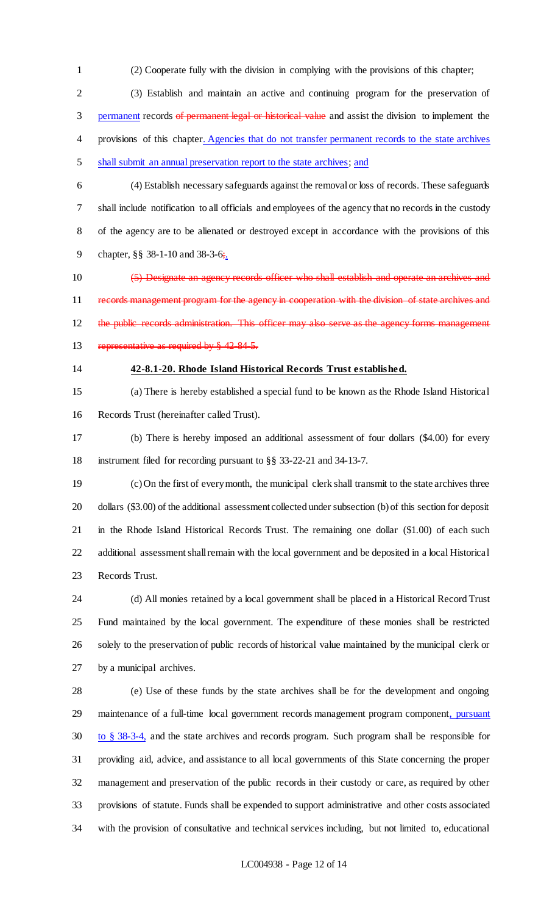(2) Cooperate fully with the division in complying with the provisions of this chapter;

(3) Establish and maintain an active and continuing program for the preservation of permanent records ~~of permanent legal or historical value~~ and assist the division to implement the provisions of this chapter. Agencies that do not transfer permanent records to the state archives shall submit an annual preservation report to the state archives; and

(4) Establish necessary safeguards against the removal or loss of records. These safeguards shall include notification to all officials and employees of the agency that no records in the custody of the agency are to be alienated or destroyed except in accordance with the provisions of this chapter, §§ 38-1-10 and 38-3-6~~;~~.

~~(5) Designate an agency records officer who shall establish and operate an archives and records management program for the agency in cooperation with the division of state archives and the public records administration. This officer may also serve as the agency forms management representative as required by § 42-84-5.~~

**42-8.1-20. Rhode Island Historical Records Trust established.**

(a) There is hereby established a special fund to be known as the Rhode Island Historical Records Trust (hereinafter called Trust).

(b) There is hereby imposed an additional assessment of four dollars ($4.00) for every instrument filed for recording pursuant to §§ 33-22-21 and 34-13-7.

(c) On the first of every month, the municipal clerk shall transmit to the state archives three dollars ($3.00) of the additional assessment collected under subsection (b) of this section for deposit in the Rhode Island Historical Records Trust. The remaining one dollar ($1.00) of each such additional assessment shall remain with the local government and be deposited in a local Historical Records Trust.

(d) All monies retained by a local government shall be placed in a Historical Record Trust Fund maintained by the local government. The expenditure of these monies shall be restricted solely to the preservation of public records of historical value maintained by the municipal clerk or by a municipal archives.

(e) Use of these funds by the state archives shall be for the development and ongoing maintenance of a full-time local government records management program component, pursuant to § 38-3-4, and the state archives and records program. Such program shall be responsible for providing aid, advice, and assistance to all local governments of this State concerning the proper management and preservation of the public records in their custody or care, as required by other provisions of statute. Funds shall be expended to support administrative and other costs associated with the provision of consultative and technical services including, but not limited to, educational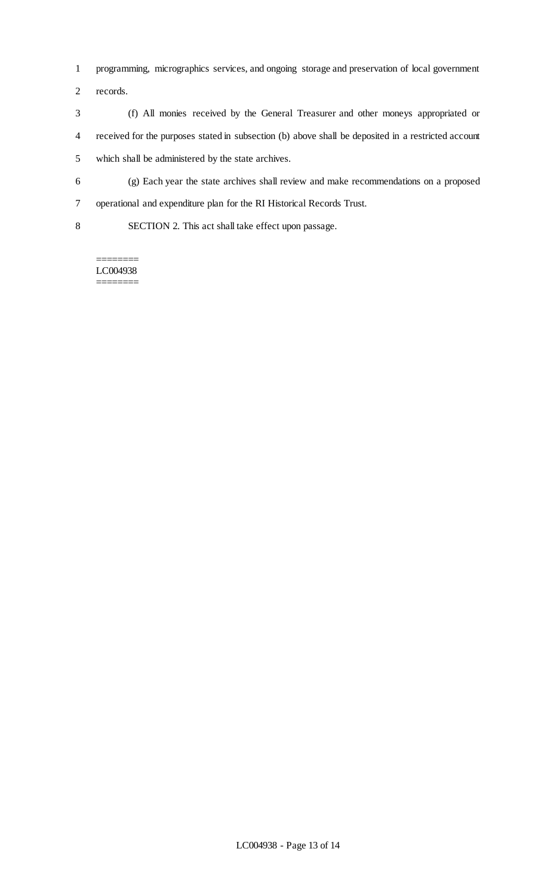programming, micrographics services, and ongoing storage and preservation of local government records.

(f) All monies received by the General Treasurer and other moneys appropriated or received for the purposes stated in subsection (b) above shall be deposited in a restricted account which shall be administered by the state archives.

(g) Each year the state archives shall review and make recommendations on a proposed operational and expenditure plan for the RI Historical Records Trust.

SECTION 2. This act shall take effect upon passage.

========
LC004938
========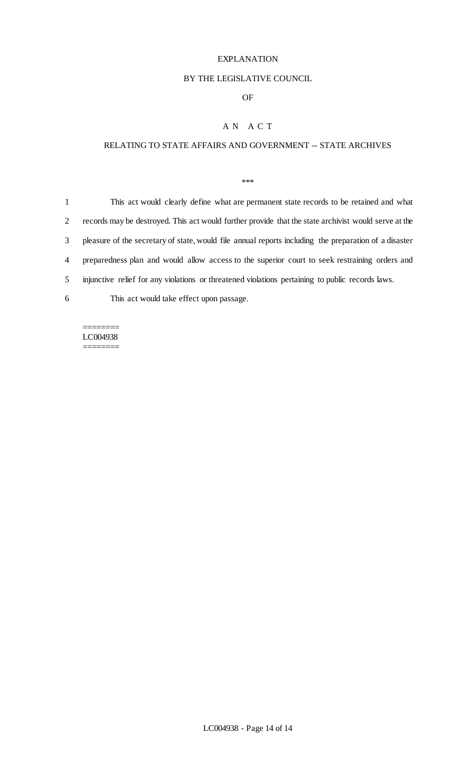EXPLANATION

BY THE LEGISLATIVE COUNCIL

OF

A N A C T

RELATING TO STATE AFFAIRS AND GOVERNMENT -- STATE ARCHIVES

\*\*\*

1 This act would clearly define what are permanent state records to be retained and what
2 records may be destroyed. This act would further provide that the state archivist would serve at the
3 pleasure of the secretary of state, would file annual reports including the preparation of a disaster
4 preparedness plan and would allow access to the superior court to seek restraining orders and
5 injunctive relief for any violations or threatened violations pertaining to public records laws.
6 This act would take effect upon passage.

========
LC004938
========